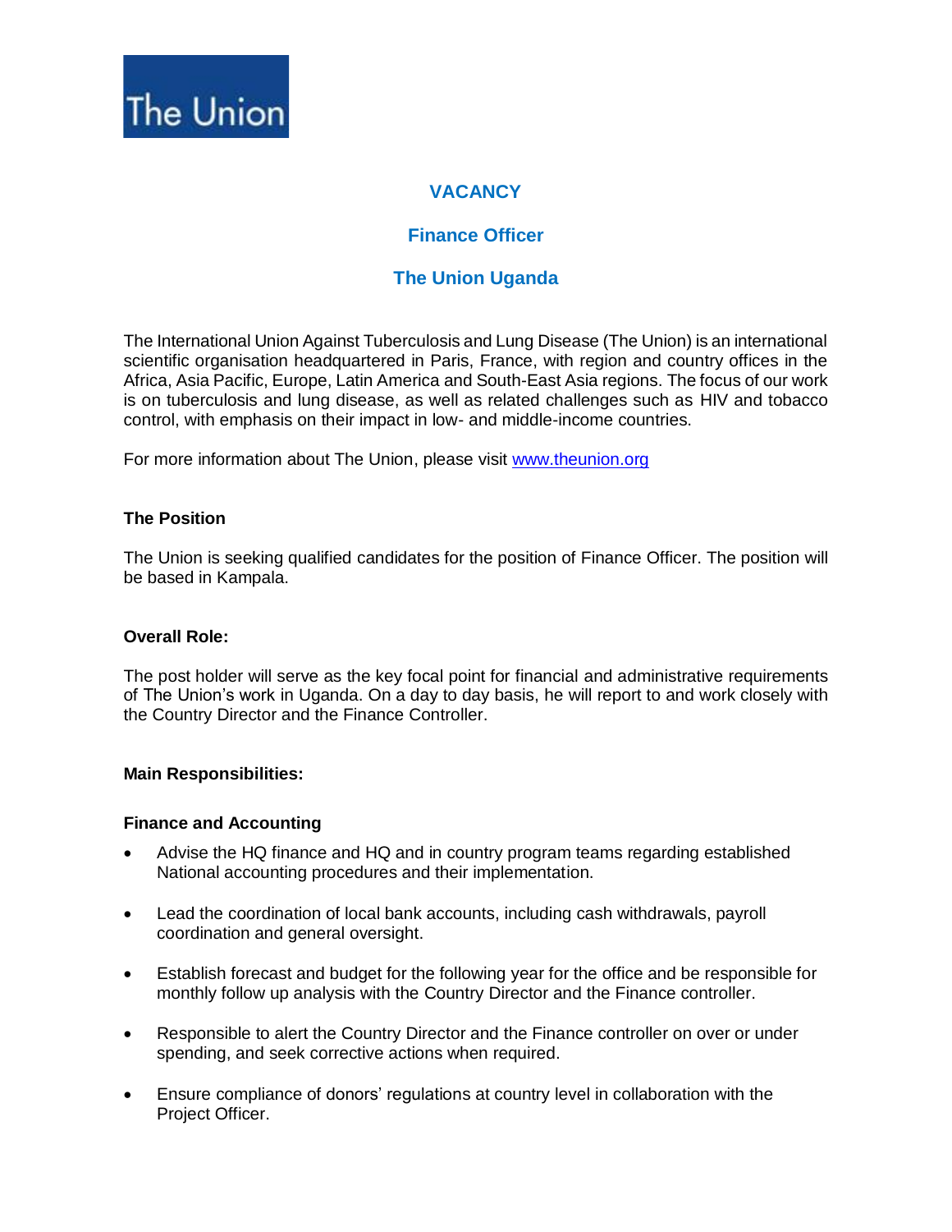The Union

# VACANCY

## Finance Officer

## The Union Uganda

The International Union Against Tuberculosis and Lung Disease (The Union) is an international scientific organisation headquartered in Paris, France, with region and country offices in the Africa, Asia Pacific, Europe, Latin America and South-East Asia regions. The focus of our work is on tuberculosis and lung disease, as well as related challenges such as HIV and tobacco control, with emphasis on their impact in low- and middle-income countries.

For more information about The Union, please visit [www.theunion.org](http://www.theunion.org)

### The Position

The Union is seeking qualified candidates for the position of Finance Officer. The position will be based in Kampala.

### Overall Role:

The post holder will serve as the key focal point for financial and administrative requirements of The Union's work in Uganda. On a day to day basis, he will report to and work closely with the Country Director and the Finance Controller.

### Main Responsibilities:

#### Finance and Accounting

- Advise the HQ finance and HQ and in country program teams regarding established National accounting procedures and their implementation.
- Lead the coordination of local bank accounts, including cash withdrawals, payroll coordination and general oversight.
- Establish forecast and budget for the following year for the office and be responsible for monthly follow up analysis with the Country Director and the Finance controller.
- Responsible to alert the Country Director and the Finance controller on over or under spending, and seek corrective actions when required.
- Ensure compliance of donors' regulations at country level in collaboration with the Project Officer.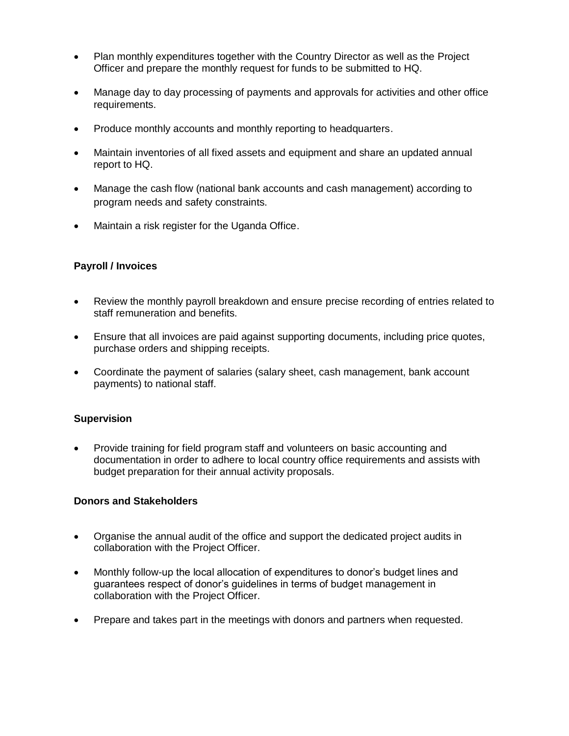- Plan monthly expenditures together with the Country Director as well as the Project Officer and prepare the monthly request for funds to be submitted to HQ.
- Manage day to day processing of payments and approvals for activities and other office requirements.
- Produce monthly accounts and monthly reporting to headquarters.
- Maintain inventories of all fixed assets and equipment and share an updated annual report to HQ.
- Manage the cash flow (national bank accounts and cash management) according to program needs and safety constraints.
- Maintain a risk register for the Uganda Office.

**Payroll / Invoices**

- Review the monthly payroll breakdown and ensure precise recording of entries related to staff remuneration and benefits.
- Ensure that all invoices are paid against supporting documents, including price quotes, purchase orders and shipping receipts.
- Coordinate the payment of salaries (salary sheet, cash management, bank account payments) to national staff.

**Supervision**

- Provide training for field program staff and volunteers on basic accounting and documentation in order to adhere to local country office requirements and assists with budget preparation for their annual activity proposals.

**Donors and Stakeholders**

- Organise the annual audit of the office and support the dedicated project audits in collaboration with the Project Officer.
- Monthly follow-up the local allocation of expenditures to donor's budget lines and guarantees respect of donor's guidelines in terms of budget management in collaboration with the Project Officer.
- Prepare and takes part in the meetings with donors and partners when requested.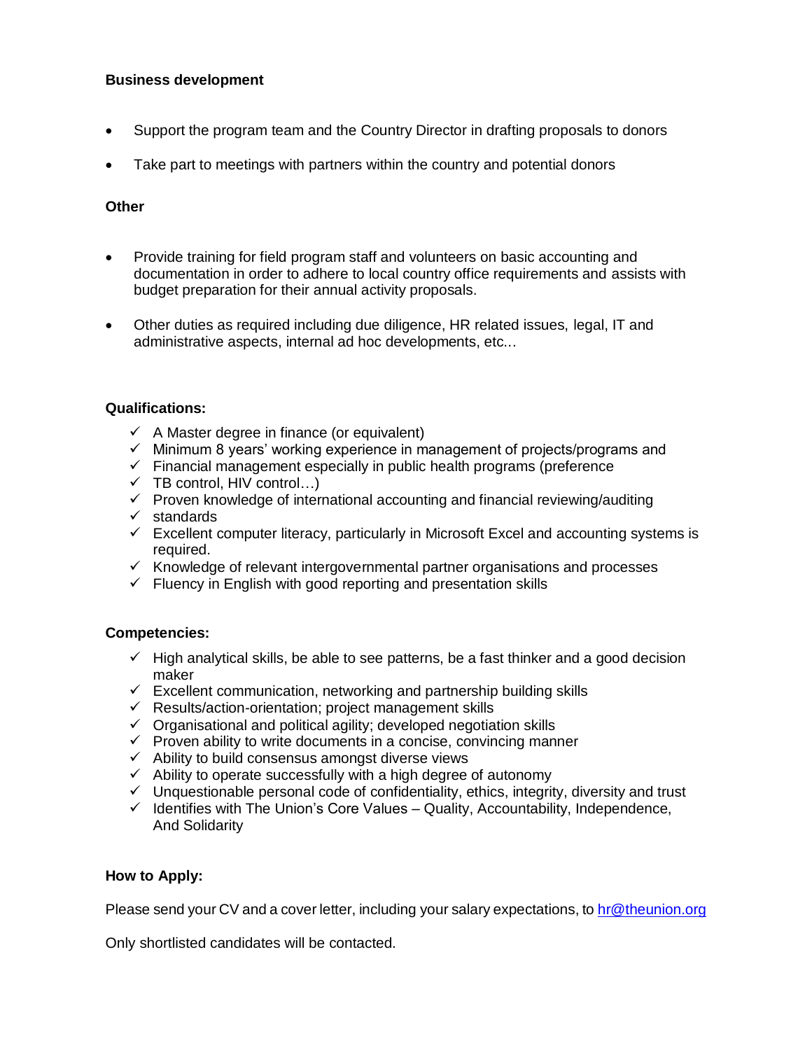**Business development**

- Support the program team and the Country Director in drafting proposals to donors
- Take part to meetings with partners within the country and potential donors

**Other**

- Provide training for field program staff and volunteers on basic accounting and documentation in order to adhere to local country office requirements and assists with budget preparation for their annual activity proposals.
- Other duties as required including due diligence, HR related issues, legal, IT and administrative aspects, internal ad hoc developments, etc...

**Qualifications:**

- ✓ A Master degree in finance (or equivalent)
- ✓ Minimum 8 years' working experience in management of projects/programs and
- ✓ Financial management especially in public health programs (preference
- ✓ TB control, HIV control…)
- ✓ Proven knowledge of international accounting and financial reviewing/auditing
- ✓ standards
- ✓ Excellent computer literacy, particularly in Microsoft Excel and accounting systems is required.
- ✓ Knowledge of relevant intergovernmental partner organisations and processes
- ✓ Fluency in English with good reporting and presentation skills

**Competencies:**

- ✓ High analytical skills, be able to see patterns, be a fast thinker and a good decision maker
- ✓ Excellent communication, networking and partnership building skills
- ✓ Results/action-orientation; project management skills
- ✓ Organisational and political agility; developed negotiation skills
- ✓ Proven ability to write documents in a concise, convincing manner
- ✓ Ability to build consensus amongst diverse views
- ✓ Ability to operate successfully with a high degree of autonomy
- ✓ Unquestionable personal code of confidentiality, ethics, integrity, diversity and trust
- ✓ Identifies with The Union's Core Values – Quality, Accountability, Independence, And Solidarity

**How to Apply:**

Please send your CV and a cover letter, including your salary expectations, to hr@theunion.org

Only shortlisted candidates will be contacted.